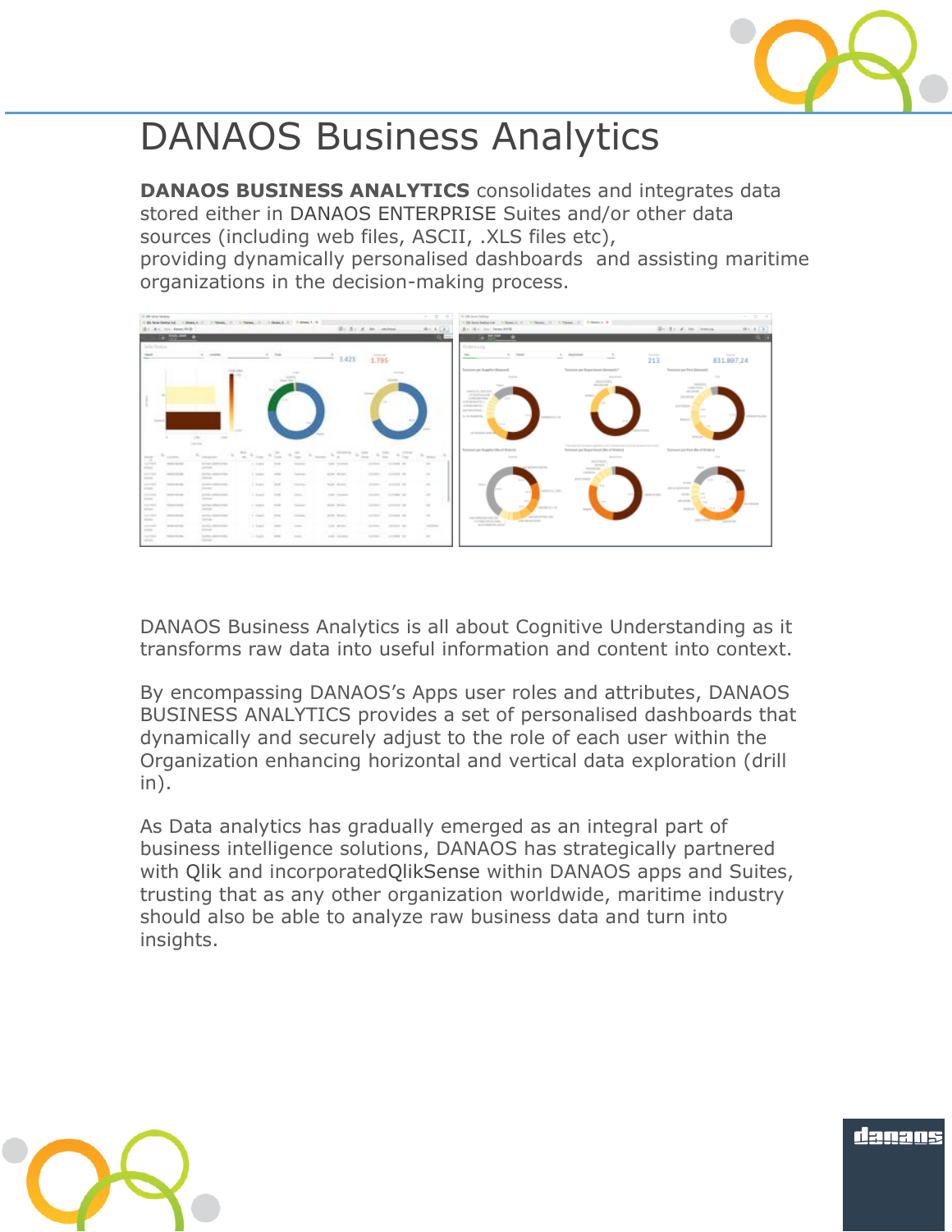# DANAOS Business Analytics

**DANAOS BUSINESS ANALYTICS** consolidates and integrates data stored either in DANAOS ENTERPRISE Suites and/or other data sources (including web files, ASCII, .XLS files etc), providing dynamically personalised dashboards and assisting maritime organizations in the decision-making process.

DANAOS Business Analytics is all about Cognitive Understanding as it transforms raw data into useful information and content into context.

By encompassing DANAOS's Apps user roles and attributes, DANAOS BUSINESS ANALYTICS provides a set of personalised dashboards that dynamically and securely adjust to the role of each user within the Organization enhancing horizontal and vertical data exploration (drill in).

As Data analytics has gradually emerged as an integral part of business intelligence solutions, DANAOS has strategically partnered with Qlik and incorporatedQlikSense within DANAOS apps and Suites, trusting that as any other organization worldwide, maritime industry should also be able to analyze raw business data and turn into insights.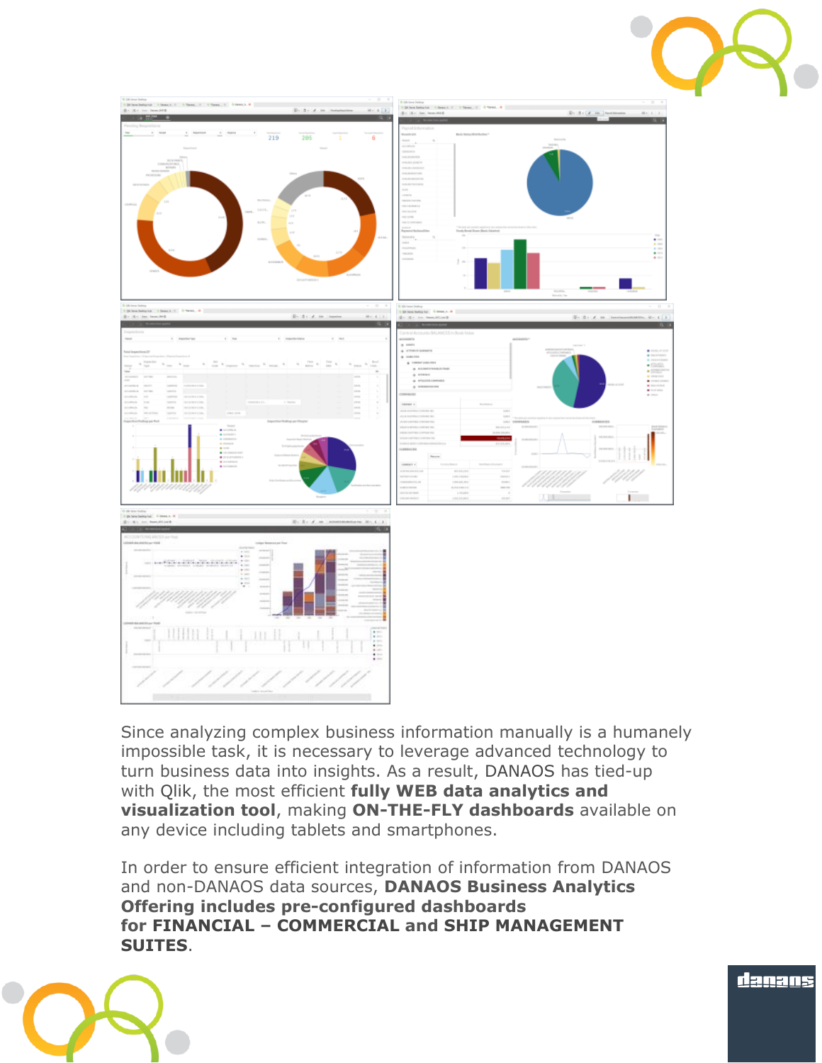Since analyzing complex business information manually is a humanely impossible task, it is necessary to leverage advanced technology to turn business data into insights. As a result, DANAOS has tied-up with Qlik, the most efficient **fully WEB data analytics and visualization tool**, making **ON-THE-FLY dashboards** available on any device including tablets and smartphones.

In order to ensure efficient integration of information from DANAOS and non-DANAOS data sources, **DANAOS Business Analytics Offering includes pre-configured dashboards for FINANCIAL – COMMERCIAL and SHIP MANAGEMENT SUITES**.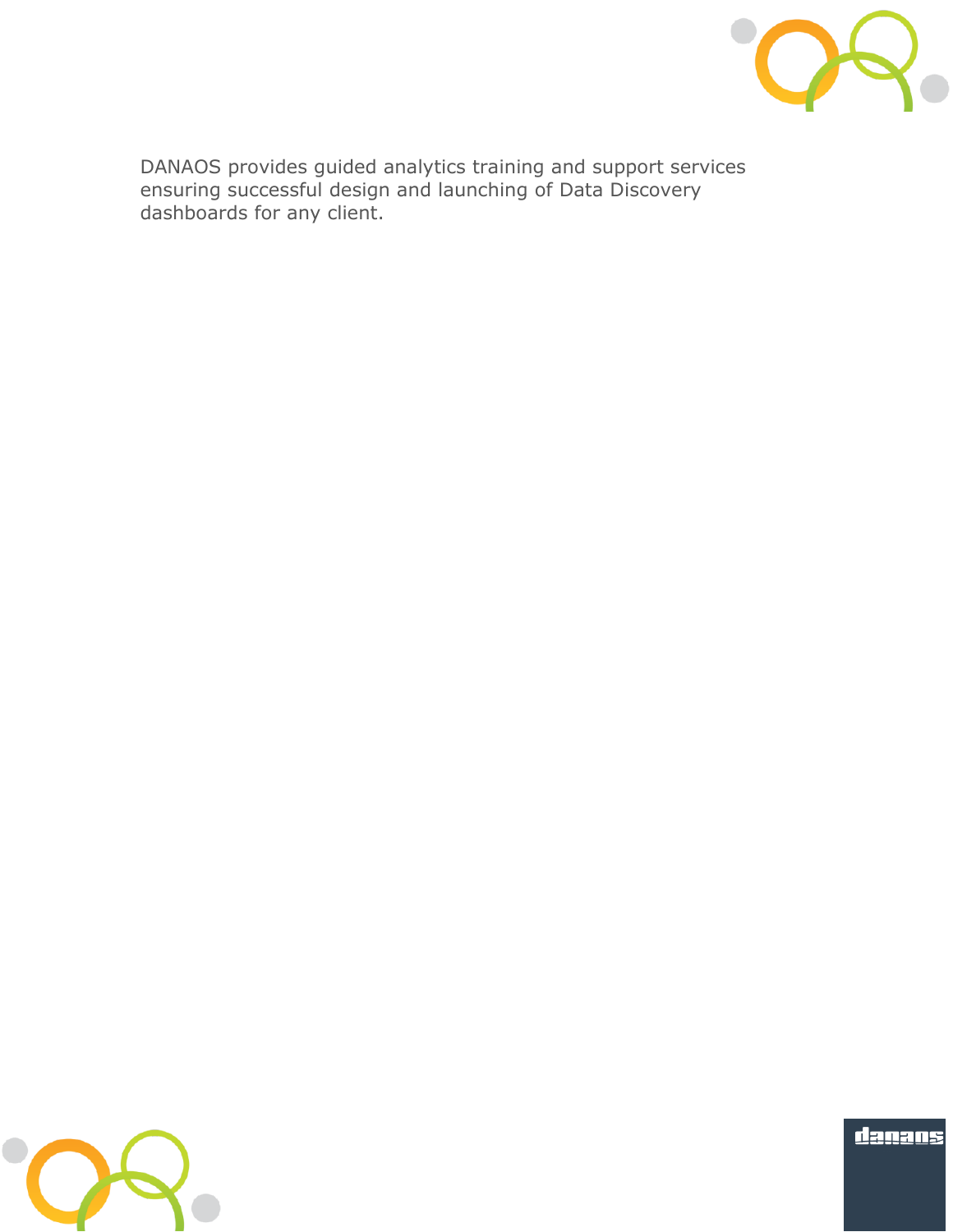DANAOS provides guided analytics training and support services ensuring successful design and launching of Data Discovery dashboards for any client.